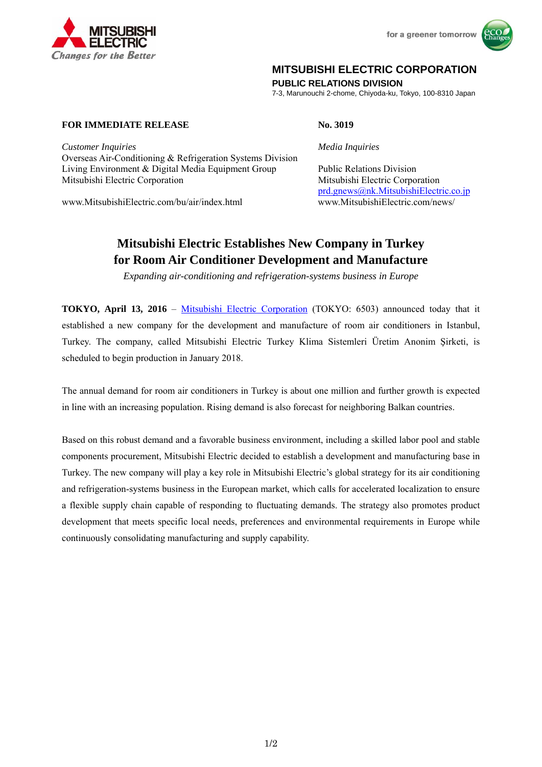MITSUBISHI ELECTRIC
*Changes for the Better*

for a greener tomorrow

**MITSUBISHI ELECTRIC CORPORATION**
**PUBLIC RELATIONS DIVISION**
7-3, Marunouchi 2-chome, Chiyoda-ku, Tokyo, 100-8310 Japan

**FOR IMMEDIATE RELEASE**

**No. 3019**

*Customer Inquiries*
Overseas Air-Conditioning & Refrigeration Systems Division
Living Environment & Digital Media Equipment Group
Mitsubishi Electric Corporation

www.MitsubishiElectric.com/bu/air/index.html

*Media Inquiries*

Public Relations Division
Mitsubishi Electric Corporation
prd.gnews@nk.MitsubishiElectric.co.jp
www.MitsubishiElectric.com/news/

# Mitsubishi Electric Establishes New Company in Turkey for Room Air Conditioner Development and Manufacture

*Expanding air-conditioning and refrigeration-systems business in Europe*

**TOKYO, April 13, 2016** – Mitsubishi Electric Corporation (TOKYO: 6503) announced today that it established a new company for the development and manufacture of room air conditioners in Istanbul, Turkey. The company, called Mitsubishi Electric Turkey Klima Sistemleri Üretim Anonim Şirketi, is scheduled to begin production in January 2018.

The annual demand for room air conditioners in Turkey is about one million and further growth is expected in line with an increasing population. Rising demand is also forecast for neighboring Balkan countries.

Based on this robust demand and a favorable business environment, including a skilled labor pool and stable components procurement, Mitsubishi Electric decided to establish a development and manufacturing base in Turkey. The new company will play a key role in Mitsubishi Electric's global strategy for its air conditioning and refrigeration-systems business in the European market, which calls for accelerated localization to ensure a flexible supply chain capable of responding to fluctuating demands. The strategy also promotes product development that meets specific local needs, preferences and environmental requirements in Europe while continuously consolidating manufacturing and supply capability.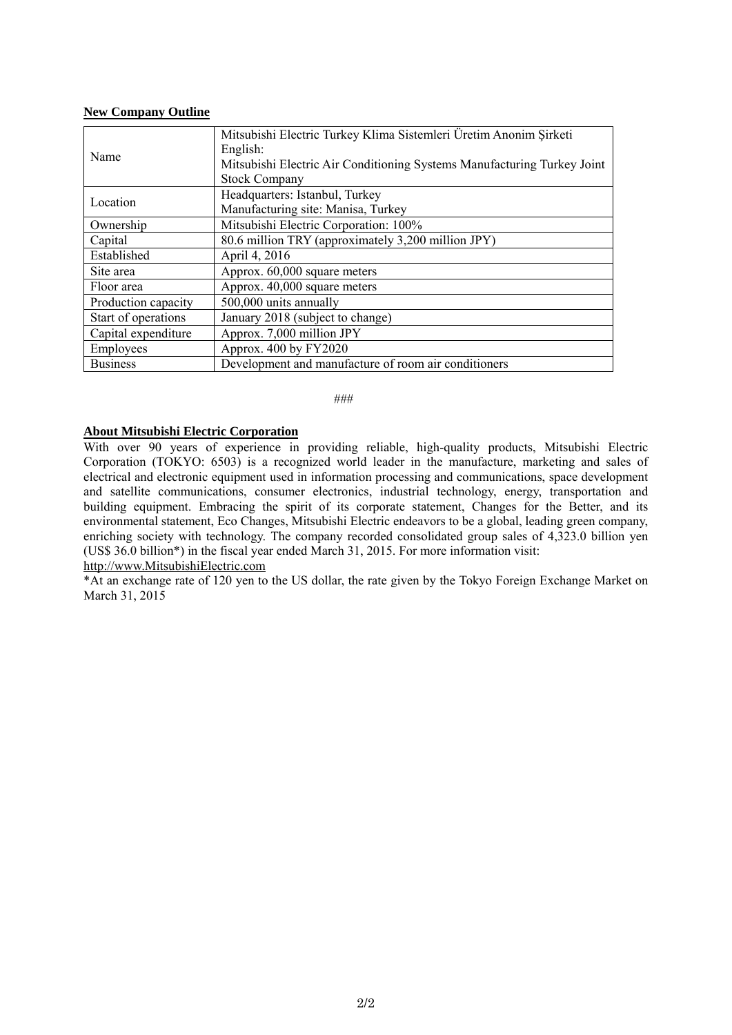**New Company Outline**

| | |
|---|---|
| Name | Mitsubishi Electric Turkey Klima Sistemleri Üretim Anonim Şirketi<br>English:<br>Mitsubishi Electric Air Conditioning Systems Manufacturing Turkey Joint Stock Company |
| Location | Headquarters: Istanbul, Turkey<br>Manufacturing site: Manisa, Turkey |
| Ownership | Mitsubishi Electric Corporation: 100% |
| Capital | 80.6 million TRY (approximately 3,200 million JPY) |
| Established | April 4, 2016 |
| Site area | Approx. 60,000 square meters |
| Floor area | Approx. 40,000 square meters |
| Production capacity | 500,000 units annually |
| Start of operations | January 2018 (subject to change) |
| Capital expenditure | Approx. 7,000 million JPY |
| Employees | Approx. 400 by FY2020 |
| Business | Development and manufacture of room air conditioners |

###

**About Mitsubishi Electric Corporation**

With over 90 years of experience in providing reliable, high-quality products, Mitsubishi Electric Corporation (TOKYO: 6503) is a recognized world leader in the manufacture, marketing and sales of electrical and electronic equipment used in information processing and communications, space development and satellite communications, consumer electronics, industrial technology, energy, transportation and building equipment. Embracing the spirit of its corporate statement, Changes for the Better, and its environmental statement, Eco Changes, Mitsubishi Electric endeavors to be a global, leading green company, enriching society with technology. The company recorded consolidated group sales of 4,323.0 billion yen (US$ 36.0 billion*) in the fiscal year ended March 31, 2015. For more information visit:
http://www.MitsubishiElectric.com

*At an exchange rate of 120 yen to the US dollar, the rate given by the Tokyo Foreign Exchange Market on March 31, 2015